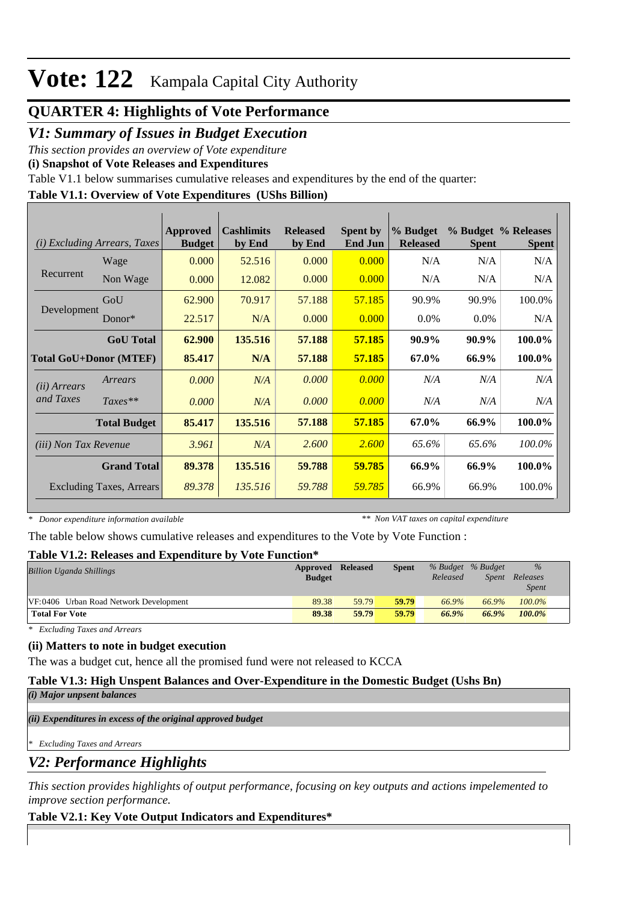# Vote: 122 Kampala Capital City Authority

## QUARTER 4: Highlights of Vote Performance

## *V1: Summary of Issues in Budget Execution*

*This section provides an overview of Vote expenditure*

**(i) Snapshot of Vote Releases and Expenditures**

Table V1.1 below summarises cumulative releases and expenditures by the end of the quarter:

**Table V1.1: Overview of Vote Expenditures (UShs Billion)**

| *(i) Excluding Arrears, Taxes* | | Approved Budget | Cashlimits by End | Released by End | Spent by End Jun | % Budget Released | % Budget Spent | % Releases Spent |
|---|---|---|---|---|---|---|---|---|
| Recurrent | Wage | 0.000 | 52.516 | 0.000 | 0.000 | N/A | N/A | N/A |
| | Non Wage | 0.000 | 12.082 | 0.000 | 0.000 | N/A | N/A | N/A |
| Development | GoU | 62.900 | 70.917 | 57.188 | 57.185 | 90.9% | 90.9% | 100.0% |
| | Donor* | 22.517 | N/A | 0.000 | 0.000 | 0.0% | 0.0% | N/A |
| | **GoU Total** | **62.900** | **135.516** | **57.188** | **57.185** | **90.9%** | **90.9%** | **100.0%** |
| **Total GoU+Donor (MTEF)** | | **85.417** | **N/A** | **57.188** | **57.185** | **67.0%** | **66.9%** | **100.0%** |
| *(ii) Arrears and Taxes* | *Arrears* | *0.000* | *N/A* | *0.000* | *0.000* | *N/A* | *N/A* | *N/A* |
| | *Taxes*** | *0.000* | *N/A* | *0.000* | *0.000* | *N/A* | *N/A* | *N/A* |
| | **Total Budget** | **85.417** | **135.516** | **57.188** | **57.185** | **67.0%** | **66.9%** | **100.0%** |
| *(iii) Non Tax Revenue* | | *3.961* | *N/A* | *2.600* | *2.600* | *65.6%* | *65.6%* | *100.0%* |
| | **Grand Total** | **89.378** | **135.516** | **59.788** | **59.785** | **66.9%** | **66.9%** | **100.0%** |
| | Excluding Taxes, Arrears | *89.378* | *135.516* | *59.788* | *59.785* | 66.9% | 66.9% | 100.0% |

\* Donor expenditure information available

** Non VAT taxes on capital expenditure

The table below shows cumulative releases and expenditures to the Vote by Vote Function :

**Table V1.2: Releases and Expenditure by Vote Function***

| *Billion Uganda Shillings* | Approved Budget | Released | Spent | *% Budget Released* | *% Budget Spent* | *% Releases Spent* |
|---|---|---|---|---|---|---|
| VF:0406 Urban Road Network Development | 89.38 | 59.79 | 59.79 | 66.9% | 66.9% | 100.0% |
| **Total For Vote** | **89.38** | **59.79** | **59.79** | ***66.9%*** | ***66.9%*** | ***100.0%*** |

\* Excluding Taxes and Arrears

**(ii) Matters to note in budget execution**

The was a budget cut, hence all the promised fund were not released to KCCA

**Table V1.3: High Unspent Balances and Over-Expenditure in the Domestic Budget (Ushs Bn)**

***(i) Major unpsent balances***

***(ii) Expenditures in excess of the original approved budget***

\* Excluding Taxes and Arrears

## *V2: Performance Highlights*

*This section provides highlights of output performance, focusing on key outputs and actions impelemented to improve section performance.*

**Table V2.1: Key Vote Output Indicators and Expenditures***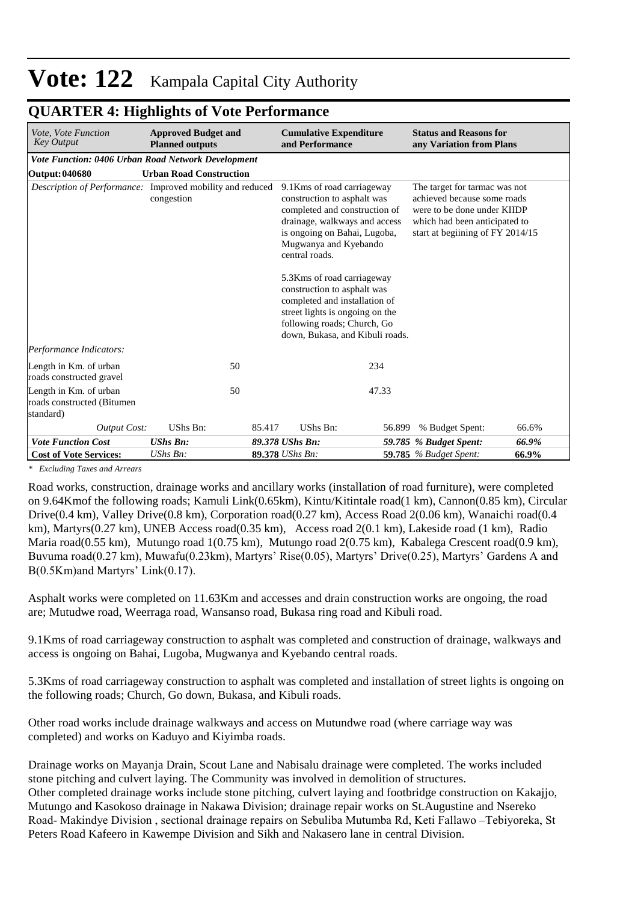# Vote: 122 Kampala Capital City Authority

## QUARTER 4: Highlights of Vote Performance

| *Vote, Vote Function Key Output* | **Approved Budget and Planned outputs** | | **Cumulative Expenditure and Performance** | | **Status and Reasons for any Variation from Plans** | |
|---|---|---|---|---|---|---|
| ***Vote Function: 0406 Urban Road Network Development*** | | | | | | |
| **Output: 040680** | **Urban Road Construction** | | | | | |
| *Description of Performance:* | Improved mobility and reduced congestion | | 9.1Kms of road carriageway construction to asphalt was completed and construction of drainage, walkways and access is ongoing on Bahai, Lugoba, Mugwanya and Kyebando central roads.<br><br>5.3Kms of road carriageway construction to asphalt was completed and installation of street lights is ongoing on the following roads; Church, Go down, Bukasa, and Kibuli roads. | | The target for tarmac was not achieved because some roads were to be done under KIIDP which had been anticipated to start at begiining of FY 2014/15 | |
| *Performance Indicators:* | | | | | | |
| Length in Km. of urban roads constructed gravel | | 50 | | 234 | | |
| Length in Km. of urban roads constructed (Bitumen standard) | | 50 | | 47.33 | | |
| *Output Cost:* | UShs Bn: | 85.417 | UShs Bn: | 56.899 | % Budget Spent: | 66.6% |
| ***Vote Function Cost*** | ***UShs Bn:*** | ***89.378*** | ***UShs Bn:*** | ***59.785*** | ***% Budget Spent:*** | ***66.9%*** |
| **Cost of Vote Services:** | *UShs Bn:* | **89.378** | *UShs Bn:* | **59.785** | *% Budget Spent:* | **66.9%** |

*\* Excluding Taxes and Arrears*

Road works, construction, drainage works and ancillary works (installation of road furniture), were completed on 9.64Kmof the following roads; Kamuli Link(0.65km), Kintu/Kitintale road(1 km), Cannon(0.85 km), Circular Drive(0.4 km), Valley Drive(0.8 km), Corporation road(0.27 km), Access Road 2(0.06 km), Wanaichi road(0.4 km), Martyrs(0.27 km), UNEB Access road(0.35 km), Access road 2(0.1 km), Lakeside road (1 km), Radio Maria road(0.55 km), Mutungo road 1(0.75 km), Mutungo road 2(0.75 km), Kabalega Crescent road(0.9 km), Buvuma road(0.27 km), Muwafu(0.23km), Martyrs' Rise(0.05), Martyrs' Drive(0.25), Martyrs' Gardens A and B(0.5Km)and Martyrs' Link(0.17).

Asphalt works were completed on 11.63Km and accesses and drain construction works are ongoing, the road are; Mutudwe road, Weerraga road, Wansanso road, Bukasa ring road and Kibuli road.

9.1Kms of road carriageway construction to asphalt was completed and construction of drainage, walkways and access is ongoing on Bahai, Lugoba, Mugwanya and Kyebando central roads.

5.3Kms of road carriageway construction to asphalt was completed and installation of street lights is ongoing on the following roads; Church, Go down, Bukasa, and Kibuli roads.

Other road works include drainage walkways and access on Mutundwe road (where carriage way was completed) and works on Kaduyo and Kiyimba roads.

Drainage works on Mayanja Drain, Scout Lane and Nabisalu drainage were completed. The works included stone pitching and culvert laying. The Community was involved in demolition of structures.
Other completed drainage works include stone pitching, culvert laying and footbridge construction on Kakajjo, Mutungo and Kasokoso drainage in Nakawa Division; drainage repair works on St.Augustine and Nsereko Road- Makindye Division , sectional drainage repairs on Sebuliba Mutumba Rd, Keti Fallawo –Tebiyoreka, St Peters Road Kafeero in Kawempe Division and Sikh and Nakasero lane in central Division.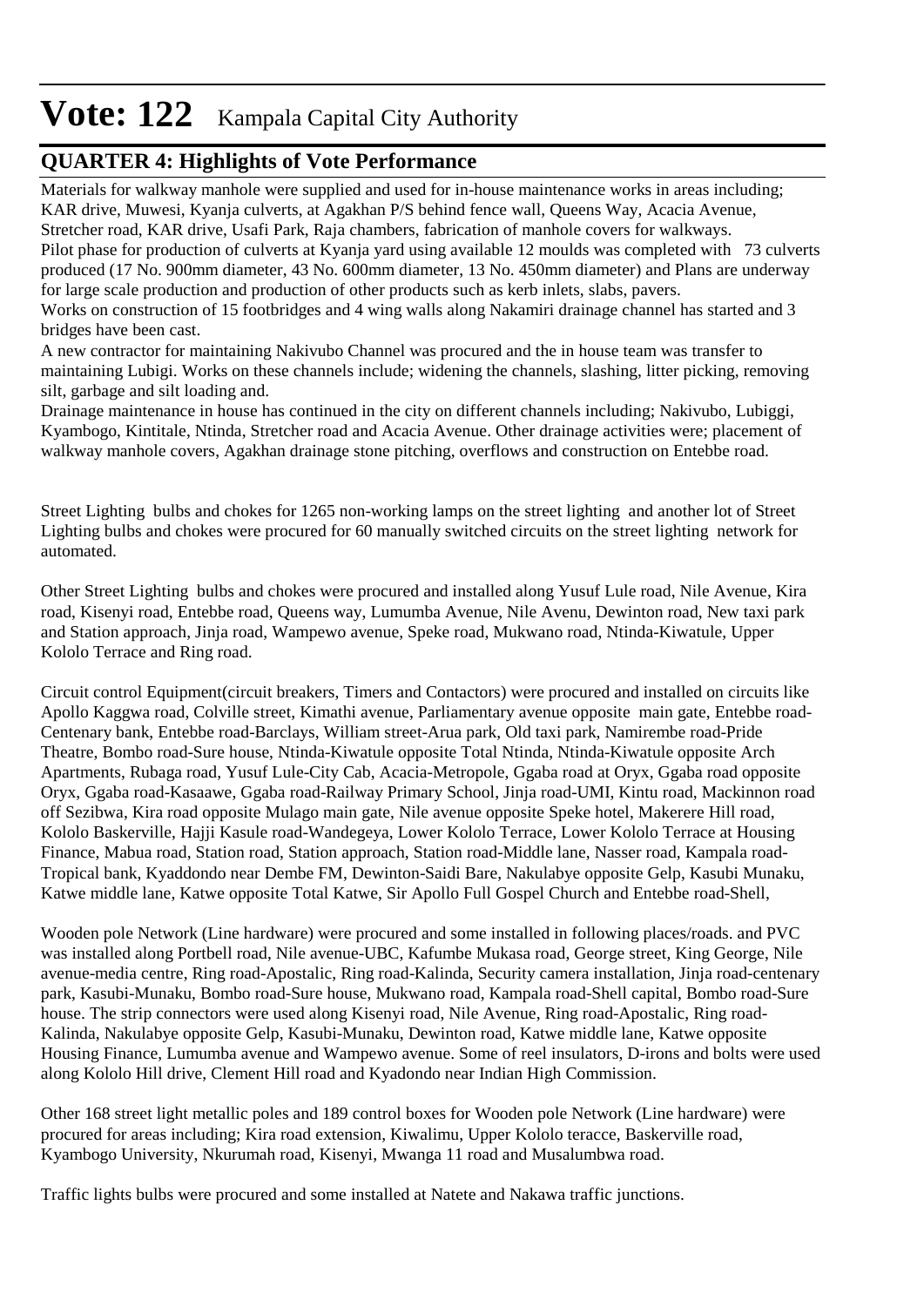# Vote: 122 Kampala Capital City Authority

## QUARTER 4: Highlights of Vote Performance

Materials for walkway manhole were supplied and used for in-house maintenance works in areas including; KAR drive, Muwesi, Kyanja culverts, at Agakhan P/S behind fence wall, Queens Way, Acacia Avenue, Stretcher road, KAR drive, Usafi Park, Raja chambers, fabrication of manhole covers for walkways.
Pilot phase for production of culverts at Kyanja yard using available 12 moulds was completed with 73 culverts produced (17 No. 900mm diameter, 43 No. 600mm diameter, 13 No. 450mm diameter) and Plans are underway for large scale production and production of other products such as kerb inlets, slabs, pavers.
Works on construction of 15 footbridges and 4 wing walls along Nakamiri drainage channel has started and 3 bridges have been cast.
A new contractor for maintaining Nakivubo Channel was procured and the in house team was transfer to maintaining Lubigi. Works on these channels include; widening the channels, slashing, litter picking, removing silt, garbage and silt loading and.
Drainage maintenance in house has continued in the city on different channels including; Nakivubo, Lubiggi, Kyambogo, Kintitale, Ntinda, Stretcher road and Acacia Avenue. Other drainage activities were; placement of walkway manhole covers, Agakhan drainage stone pitching, overflows and construction on Entebbe road.

Street Lighting bulbs and chokes for 1265 non-working lamps on the street lighting and another lot of Street Lighting bulbs and chokes were procured for 60 manually switched circuits on the street lighting network for automated.

Other Street Lighting bulbs and chokes were procured and installed along Yusuf Lule road, Nile Avenue, Kira road, Kisenyi road, Entebbe road, Queens way, Lumumba Avenue, Nile Avenu, Dewinton road, New taxi park and Station approach, Jinja road, Wampewo avenue, Speke road, Mukwano road, Ntinda-Kiwatule, Upper Kololo Terrace and Ring road.

Circuit control Equipment(circuit breakers, Timers and Contactors) were procured and installed on circuits like Apollo Kaggwa road, Colville street, Kimathi avenue, Parliamentary avenue opposite main gate, Entebbe road-Centenary bank, Entebbe road-Barclays, William street-Arua park, Old taxi park, Namirembe road-Pride Theatre, Bombo road-Sure house, Ntinda-Kiwatule opposite Total Ntinda, Ntinda-Kiwatule opposite Arch Apartments, Rubaga road, Yusuf Lule-City Cab, Acacia-Metropole, Ggaba road at Oryx, Ggaba road opposite Oryx, Ggaba road-Kasaawe, Ggaba road-Railway Primary School, Jinja road-UMI, Kintu road, Mackinnon road off Sezibwa, Kira road opposite Mulago main gate, Nile avenue opposite Speke hotel, Makerere Hill road, Kololo Baskerville, Hajji Kasule road-Wandegeya, Lower Kololo Terrace, Lower Kololo Terrace at Housing Finance, Mabua road, Station road, Station approach, Station road-Middle lane, Nasser road, Kampala road-Tropical bank, Kyaddondo near Dembe FM, Dewinton-Saidi Bare, Nakulabye opposite Gelp, Kasubi Munaku, Katwe middle lane, Katwe opposite Total Katwe, Sir Apollo Full Gospel Church and Entebbe road-Shell,

Wooden pole Network (Line hardware) were procured and some installed in following places/roads. and PVC was installed along Portbell road, Nile avenue-UBC, Kafumbe Mukasa road, George street, King George, Nile avenue-media centre, Ring road-Apostalic, Ring road-Kalinda, Security camera installation, Jinja road-centenary park, Kasubi-Munaku, Bombo road-Sure house, Mukwano road, Kampala road-Shell capital, Bombo road-Sure house. The strip connectors were used along Kisenyi road, Nile Avenue, Ring road-Apostalic, Ring road-Kalinda, Nakulabye opposite Gelp, Kasubi-Munaku, Dewinton road, Katwe middle lane, Katwe opposite Housing Finance, Lumumba avenue and Wampewo avenue. Some of reel insulators, D-irons and bolts were used along Kololo Hill drive, Clement Hill road and Kyadondo near Indian High Commission.

Other 168 street light metallic poles and 189 control boxes for Wooden pole Network (Line hardware) were procured for areas including; Kira road extension, Kiwalimu, Upper Kololo teracce, Baskerville road, Kyambogo University, Nkurumah road, Kisenyi, Mwanga 11 road and Musalumbwa road.

Traffic lights bulbs were procured and some installed at Natete and Nakawa traffic junctions.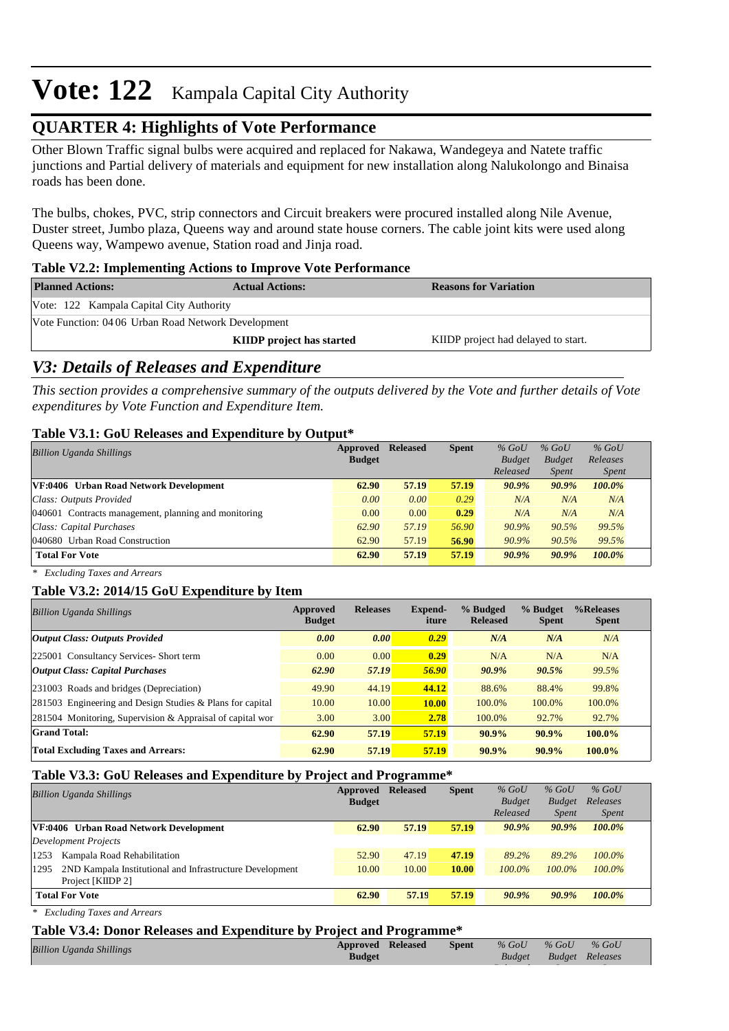# Vote: 122 Kampala Capital City Authority

## QUARTER 4: Highlights of Vote Performance

Other Blown Traffic signal bulbs were acquired and replaced for Nakawa, Wandegeya and Natete traffic junctions and Partial delivery of materials and equipment for new installation along Nalukolongo and Binaisa roads has been done.

The bulbs, chokes, PVC, strip connectors and Circuit breakers were procured installed along Nile Avenue, Duster street, Jumbo plaza, Queens way and around state house corners. The cable joint kits were used along Queens way, Wampewo avenue, Station road and Jinja road.

**Table V2.2: Implementing Actions to Improve Vote Performance**

| Planned Actions: | Actual Actions: | Reasons for Variation |
|---|---|---|
| Vote: 122 Kampala Capital City Authority | | |
| Vote Function: 04 06 Urban Road Network Development | | |
| | **KIIDP project has started** | KIIDP project had delayed to start. |

## *V3: Details of Releases and Expenditure*

*This section provides a comprehensive summary of the outputs delivered by the Vote and further details of Vote expenditures by Vote Function and Expenditure Item.*

**Table V3.1: GoU Releases and Expenditure by Output***

| *Billion Uganda Shillings* | Approved Budget | Released | Spent | *% GoU Budget Released* | *% GoU Budget Spent* | *% GoU Releases Spent* |
|---|---|---|---|---|---|---|
| **VF:0406 Urban Road Network Development** | **62.90** | **57.19** | **57.19** | ***90.9%*** | ***90.9%*** | ***100.0%*** |
| *Class: Outputs Provided* | *0.00* | *0.00* | *0.29* | *N/A* | *N/A* | *N/A* |
| 040601 Contracts management, planning and monitoring | 0.00 | 0.00 | **0.29** | *N/A* | *N/A* | *N/A* |
| *Class: Capital Purchases* | *62.90* | *57.19* | *56.90* | *90.9%* | *90.5%* | *99.5%* |
| 040680 Urban Road Construction | 62.90 | 57.19 | **56.90** | *90.9%* | *90.5%* | *99.5%* |
| **Total For Vote** | **62.90** | **57.19** | **57.19** | ***90.9%*** | ***90.9%*** | ***100.0%*** |

*\* Excluding Taxes and Arrears*

**Table V3.2: 2014/15 GoU Expenditure by Item**

| *Billion Uganda Shillings* | Approved Budget | Releases | Expend-iture | % Budged Released | % Budget Spent | %Releases Spent |
|---|---|---|---|---|---|---|
| ***Output Class: Outputs Provided*** | ***0.00*** | ***0.00*** | ***0.29*** | ***N/A*** | ***N/A*** | *N/A* |
| 225001 Consultancy Services- Short term | 0.00 | 0.00 | **0.29** | N/A | N/A | N/A |
| ***Output Class: Capital Purchases*** | ***62.90*** | ***57.19*** | ***56.90*** | ***90.9%*** | ***90.5%*** | *99.5%* |
| 231003 Roads and bridges (Depreciation) | 49.90 | 44.19 | **44.12** | 88.6% | 88.4% | 99.8% |
| 281503 Engineering and Design Studies & Plans for capital | 10.00 | 10.00 | **10.00** | 100.0% | 100.0% | 100.0% |
| 281504 Monitoring, Supervision & Appraisal of capital wor | 3.00 | 3.00 | **2.78** | 100.0% | 92.7% | 92.7% |
| **Grand Total:** | **62.90** | **57.19** | **57.19** | **90.9%** | **90.9%** | **100.0%** |
| **Total Excluding Taxes and Arrears:** | **62.90** | **57.19** | **57.19** | **90.9%** | **90.9%** | **100.0%** |

**Table V3.3: GoU Releases and Expenditure by Project and Programme***

| *Billion Uganda Shillings* | Approved Budget | Released | Spent | *% GoU Budget Released* | *% GoU Budget Spent* | *% GoU Releases Spent* |
|---|---|---|---|---|---|---|
| **VF:0406 Urban Road Network Development** | **62.90** | **57.19** | **57.19** | ***90.9%*** | ***90.9%*** | ***100.0%*** |
| *Development Projects* | | | | | | |
| 1253 Kampala Road Rehabilitation | 52.90 | 47.19 | **47.19** | *89.2%* | *89.2%* | *100.0%* |
| 1295 2ND Kampala Institutional and Infrastructure Development Project [KIIDP 2] | 10.00 | 10.00 | **10.00** | *100.0%* | *100.0%* | *100.0%* |
| **Total For Vote** | **62.90** | **57.19** | **57.19** | ***90.9%*** | ***90.9%*** | ***100.0%*** |

*\* Excluding Taxes and Arrears*

**Table V3.4: Donor Releases and Expenditure by Project and Programme***

| *Billion Uganda Shillings* | Approved Budget | Released | Spent | *% GoU Budget Released* | *% GoU Budget Spent* | *% GoU Releases Spent* |
|---|---|---|---|---|---|---|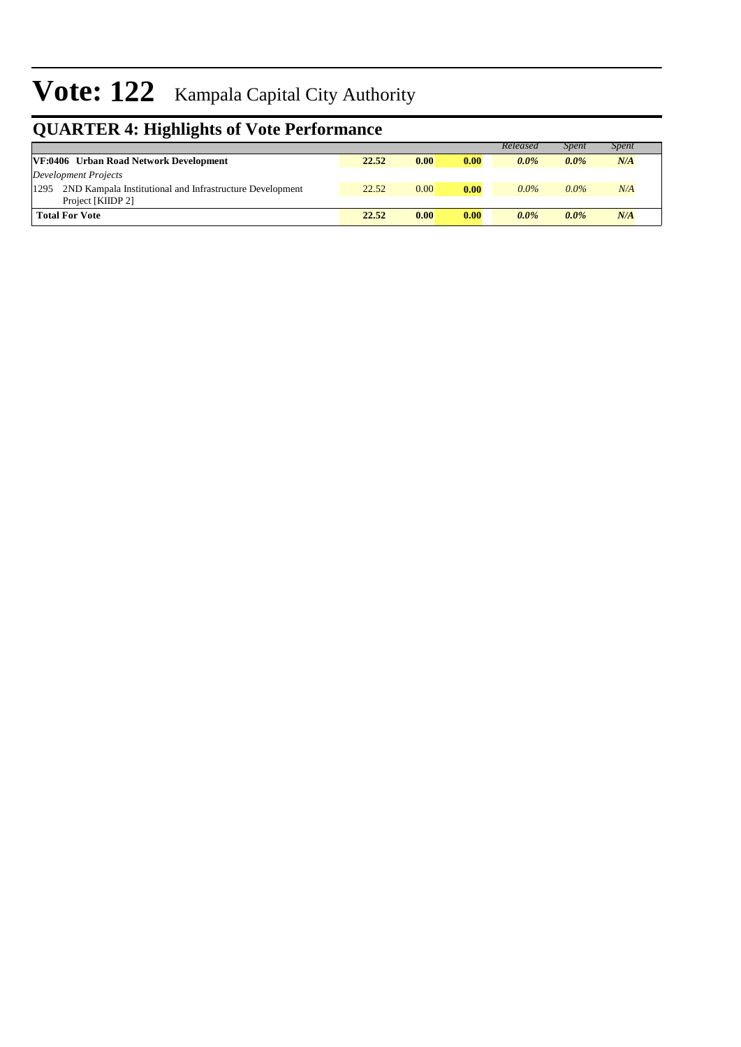# Vote: 122 Kampala Capital City Authority

## QUARTER 4: Highlights of Vote Performance

| | | | | Released | Spent | Spent |
|---|---|---|---|---|---|---|
| **VF:0406 Urban Road Network Development** | **22.52** | **0.00** | **0.00** | ***0.0%*** | ***0.0%*** | ***N/A*** |
| *Development Projects* | | | | | | |
| 1295 2ND Kampala Institutional and Infrastructure Development Project [KIIDP 2] | 22.52 | 0.00 | **0.00** | *0.0%* | *0.0%* | *N/A* |
| **Total For Vote** | **22.52** | **0.00** | **0.00** | ***0.0%*** | ***0.0%*** | ***N/A*** |